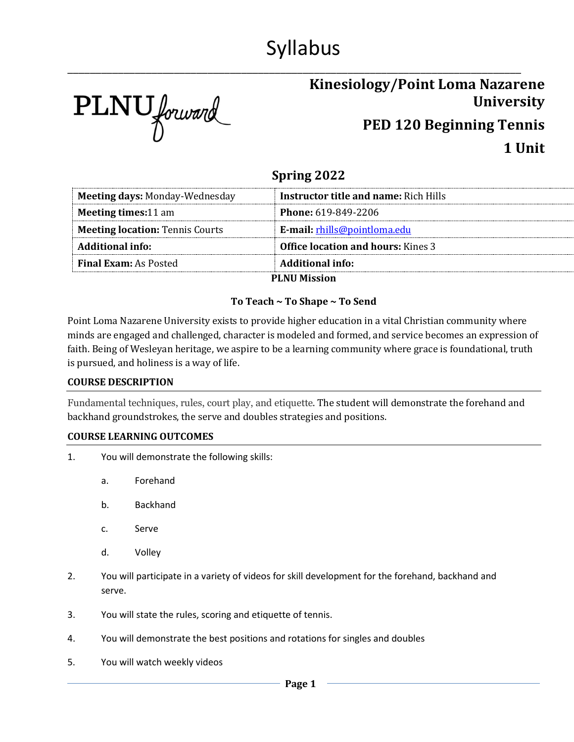# Syllabus

PLNU forward

## Kinesiology/Point Loma Nazarene University

## PED 120 Beginning Tennis

## 1 Unit

### Spring 2022

| **Meeting days:** Monday-Wednesday | **Instructor title and name:** Rich Hills |
|---|---|
| **Meeting times:** 11 am | **Phone:** 619-849-2206 |
| **Meeting location:** Tennis Courts | **E-mail:** rhills@pointloma.edu |
| **Additional info:** | **Office location and hours:** Kines 3 |
| **Final Exam:** As Posted | **Additional info:** |

**PLNU Mission**

**To Teach ~ To Shape ~ To Send**

Point Loma Nazarene University exists to provide higher education in a vital Christian community where minds are engaged and challenged, character is modeled and formed, and service becomes an expression of faith. Being of Wesleyan heritage, we aspire to be a learning community where grace is foundational, truth is pursued, and holiness is a way of life.

### COURSE DESCRIPTION

Fundamental techniques, rules, court play, and etiquette. The student will demonstrate the forehand and backhand groundstrokes, the serve and doubles strategies and positions.

### COURSE LEARNING OUTCOMES

1. You will demonstrate the following skills:
   a. Forehand
   b. Backhand
   c. Serve
   d. Volley
2. You will participate in a variety of videos for skill development for the forehand, backhand and serve.
3. You will state the rules, scoring and etiquette of tennis.
4. You will demonstrate the best positions and rotations for singles and doubles
5. You will watch weekly videos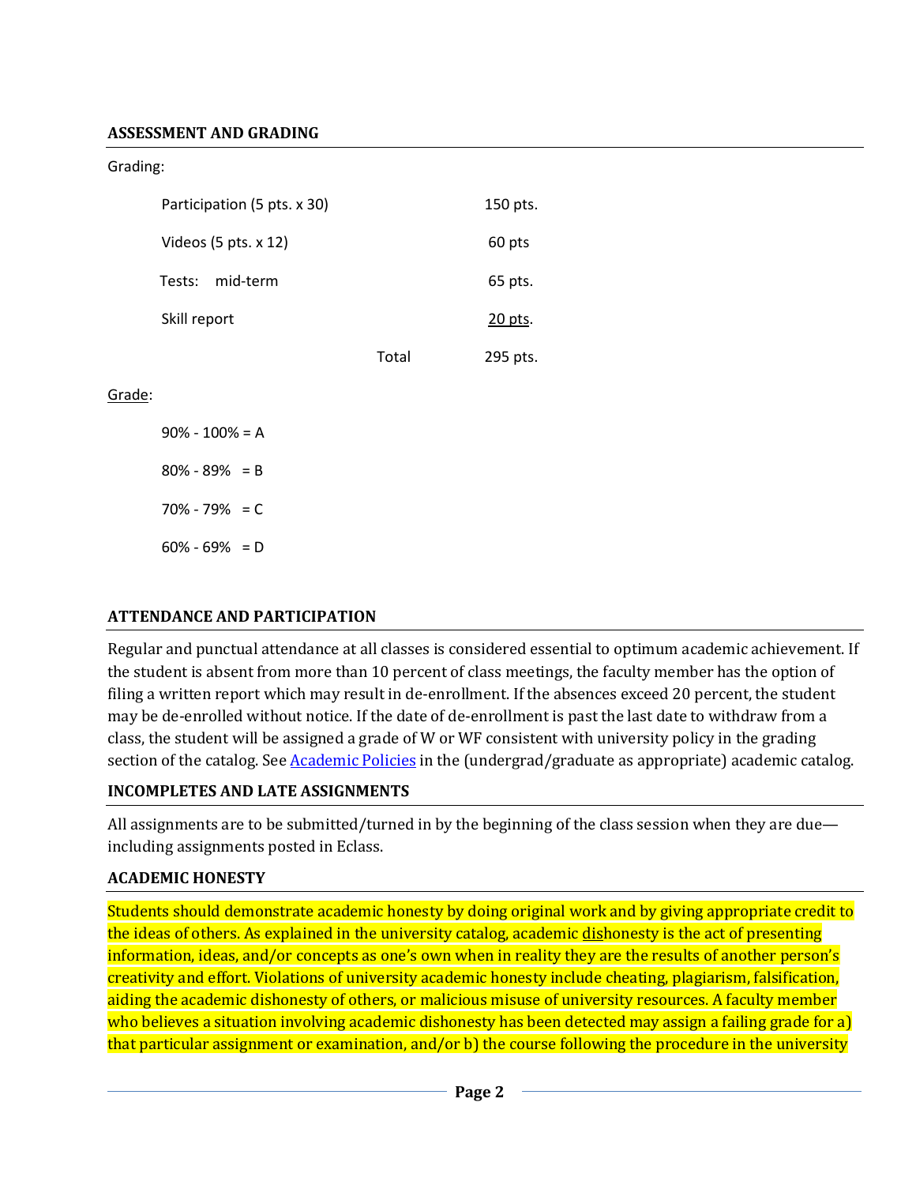## ASSESSMENT AND GRADING

Grading:

| | | |
|---|---|---|
| Participation (5 pts. x 30) | | 150 pts. |
| Videos (5 pts. x 12) | | 60 pts |
| Tests: mid-term | | 65 pts. |
| Skill report | | 20 pts. |
| | Total | 295 pts. |

Grade:

90% - 100% = A

80% - 89% = B

70% - 79% = C

60% - 69% = D

## ATTENDANCE AND PARTICIPATION

Regular and punctual attendance at all classes is considered essential to optimum academic achievement. If the student is absent from more than 10 percent of class meetings, the faculty member has the option of filing a written report which may result in de-enrollment. If the absences exceed 20 percent, the student may be de-enrolled without notice. If the date of de-enrollment is past the last date to withdraw from a class, the student will be assigned a grade of W or WF consistent with university policy in the grading section of the catalog. See Academic Policies in the (undergrad/graduate as appropriate) academic catalog.

## INCOMPLETES AND LATE ASSIGNMENTS

All assignments are to be submitted/turned in by the beginning of the class session when they are due—including assignments posted in Eclass.

## ACADEMIC HONESTY

Students should demonstrate academic honesty by doing original work and by giving appropriate credit to the ideas of others. As explained in the university catalog, academic dishonesty is the act of presenting information, ideas, and/or concepts as one's own when in reality they are the results of another person's creativity and effort. Violations of university academic honesty include cheating, plagiarism, falsification, aiding the academic dishonesty of others, or malicious misuse of university resources. A faculty member who believes a situation involving academic dishonesty has been detected may assign a failing grade for a) that particular assignment or examination, and/or b) the course following the procedure in the university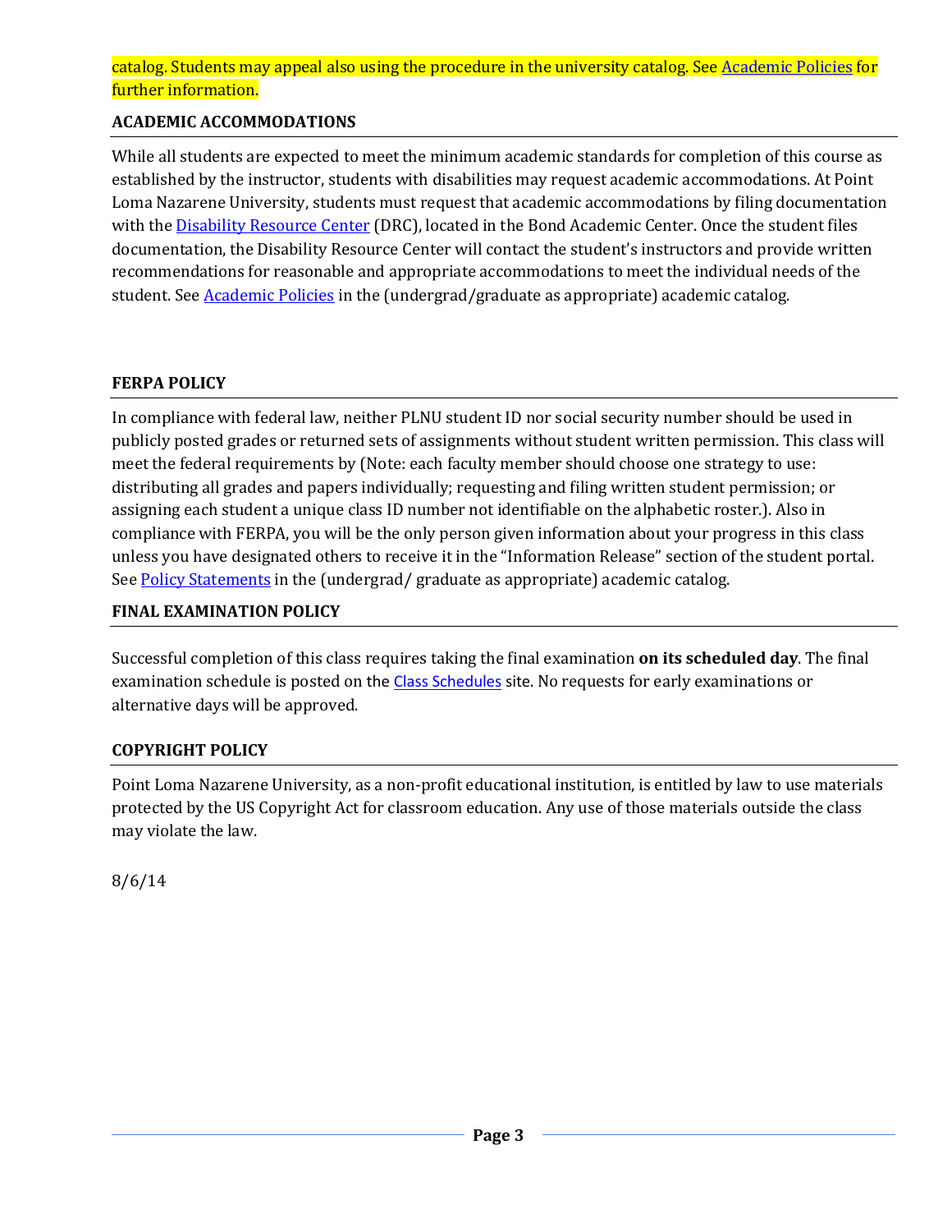catalog. Students may appeal also using the procedure in the university catalog. See [Academic Policies] for further information.

### ACADEMIC ACCOMMODATIONS

While all students are expected to meet the minimum academic standards for completion of this course as established by the instructor, students with disabilities may request academic accommodations. At Point Loma Nazarene University, students must request that academic accommodations by filing documentation with the Disability Resource Center (DRC), located in the Bond Academic Center. Once the student files documentation, the Disability Resource Center will contact the student's instructors and provide written recommendations for reasonable and appropriate accommodations to meet the individual needs of the student. See Academic Policies in the (undergrad/graduate as appropriate) academic catalog.

### FERPA POLICY

In compliance with federal law, neither PLNU student ID nor social security number should be used in publicly posted grades or returned sets of assignments without student written permission. This class will meet the federal requirements by (Note: each faculty member should choose one strategy to use: distributing all grades and papers individually; requesting and filing written student permission; or assigning each student a unique class ID number not identifiable on the alphabetic roster.). Also in compliance with FERPA, you will be the only person given information about your progress in this class unless you have designated others to receive it in the "Information Release" section of the student portal. See Policy Statements in the (undergrad/ graduate as appropriate) academic catalog.

### FINAL EXAMINATION POLICY

Successful completion of this class requires taking the final examination **on its scheduled day**. The final examination schedule is posted on the Class Schedules site. No requests for early examinations or alternative days will be approved.

### COPYRIGHT POLICY

Point Loma Nazarene University, as a non-profit educational institution, is entitled by law to use materials protected by the US Copyright Act for classroom education. Any use of those materials outside the class may violate the law.

8/6/14